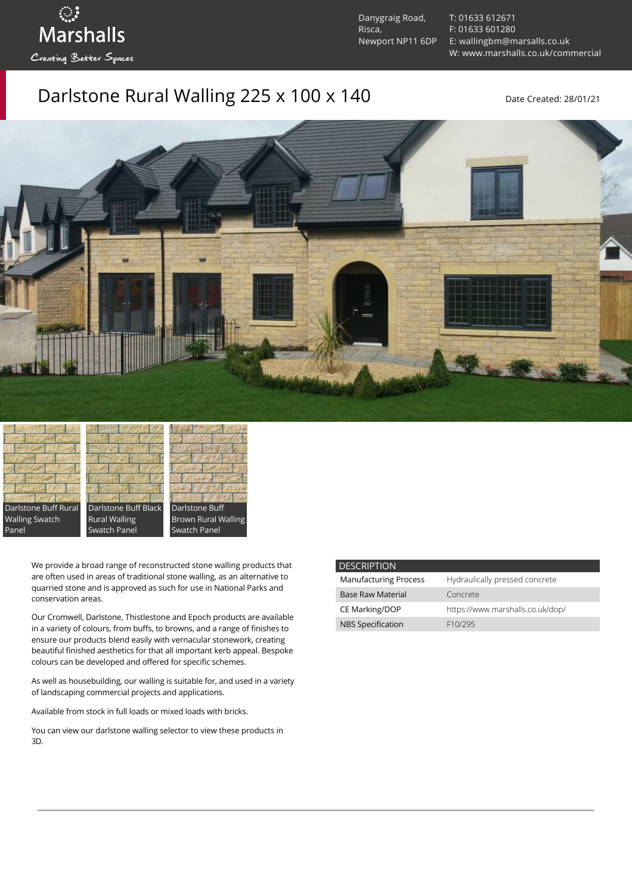Marshalls

Creating Better Spaces

Danygraig Road,
Risca,
Newport NP11 6DP

T: 01633 612671
F: 01633 601280
E: wallingbm@marsalls.co.uk
W: www.marshalls.co.uk/commercial

# Darlstone Rural Walling 225 x 100 x 140

Date Created: 28/01/21

Darlstone Buff Rural Walling Swatch Panel

Darlstone Buff Black Rural Walling Swatch Panel

Darlstone Buff Brown Rural Walling Swatch Panel

We provide a broad range of reconstructed stone walling products that are often used in areas of traditional stone walling, as an alternative to quarried stone and is approved as such for use in National Parks and conservation areas.

Our Cromwell, Darlstone, Thistlestone and Epoch products are available in a variety of colours, from buffs, to browns, and a range of finishes to ensure our products blend easily with vernacular stonework, creating beautiful finished aesthetics for that all important kerb appeal. Bespoke colours can be developed and offered for specific schemes.

As well as housebuilding, our walling is suitable for, and used in a variety of landscaping commercial projects and applications.

Available from stock in full loads or mixed loads with bricks.

You can view our darlstone walling selector to view these products in 3D.

| DESCRIPTION | |
| --- | --- |
| Manufacturing Process | Hydraulically pressed concrete |
| Base Raw Material | Concrete |
| CE Marking/DOP | https://www.marshalls.co.uk/dop/ |
| NBS Specification | F10/295 |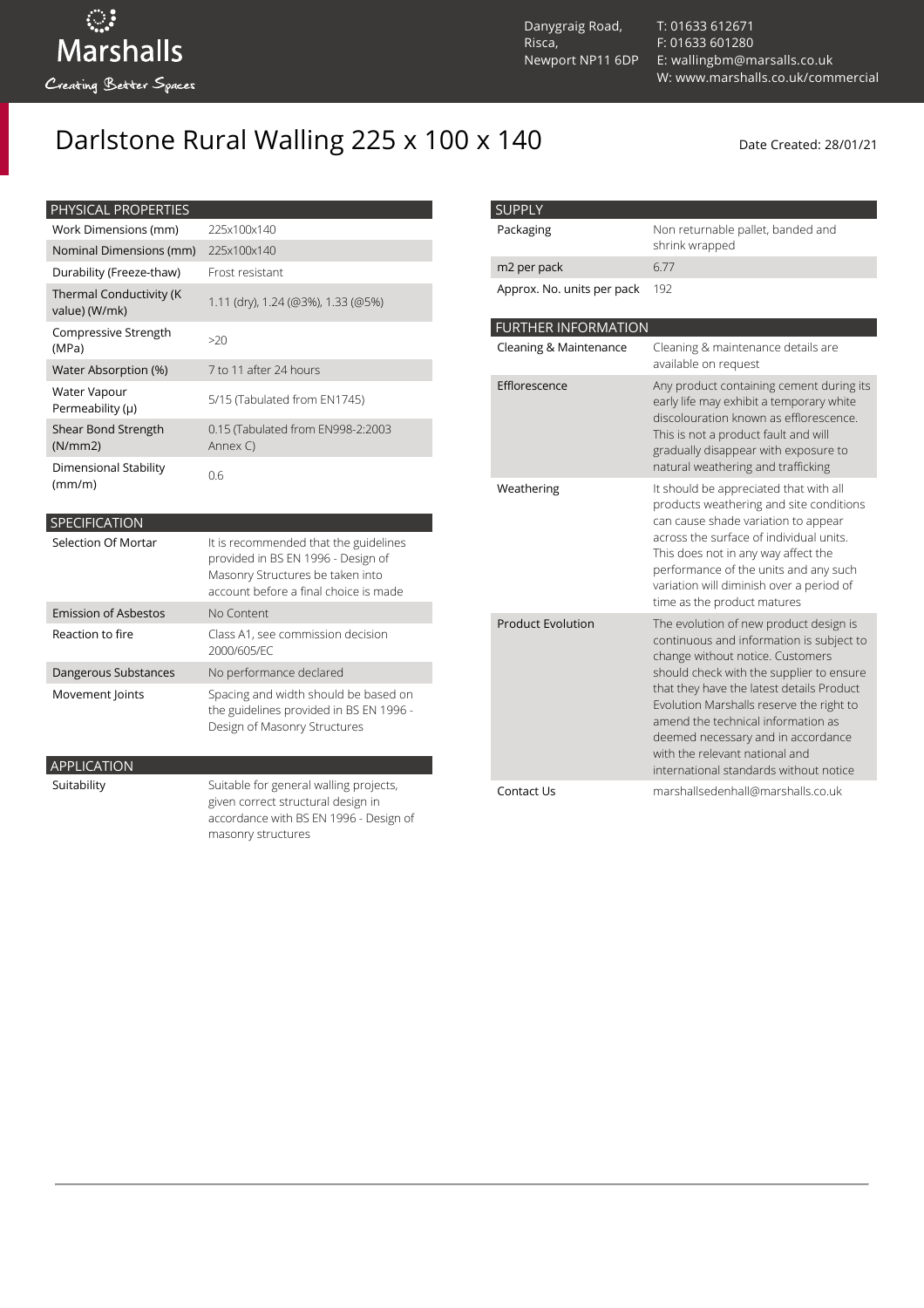Marshalls

Creating Better Spaces

Danygraig Road,
Risca,
Newport NP11 6DP

T: 01633 612671
F: 01633 601280
E: wallingbm@marsalls.co.uk
W: www.marshalls.co.uk/commercial

# Darlstone Rural Walling 225 x 100 x 140

Date Created: 28/01/21

## PHYSICAL PROPERTIES

| | |
|---|---|
| Work Dimensions (mm) | 225x100x140 |
| Nominal Dimensions (mm) | 225x100x140 |
| Durability (Freeze-thaw) | Frost resistant |
| Thermal Conductivity (K value) (W/mk) | 1.11 (dry), 1.24 (@3%), 1.33 (@5%) |
| Compressive Strength (MPa) | >20 |
| Water Absorption (%) | 7 to 11 after 24 hours |
| Water Vapour Permeability (µ) | 5/15 (Tabulated from EN1745) |
| Shear Bond Strength (N/mm2) | 0.15 (Tabulated from EN998-2:2003 Annex C) |
| Dimensional Stability (mm/m) | 0.6 |

## SPECIFICATION

| | |
|---|---|
| Selection Of Mortar | It is recommended that the guidelines provided in BS EN 1996 - Design of Masonry Structures be taken into account before a final choice is made |
| Emission of Asbestos | No Content |
| Reaction to fire | Class A1, see commission decision 2000/605/EC |
| Dangerous Substances | No performance declared |
| Movement Joints | Spacing and width should be based on the guidelines provided in BS EN 1996 - Design of Masonry Structures |

## APPLICATION

| | |
|---|---|
| Suitability | Suitable for general walling projects, given correct structural design in accordance with BS EN 1996 - Design of masonry structures |

## SUPPLY

| | |
|---|---|
| Packaging | Non returnable pallet, banded and shrink wrapped |
| m2 per pack | 6.77 |
| Approx. No. units per pack | 192 |

## FURTHER INFORMATION

| | |
|---|---|
| Cleaning & Maintenance | Cleaning & maintenance details are available on request |
| Efflorescence | Any product containing cement during its early life may exhibit a temporary white discolouration known as efflorescence. This is not a product fault and will gradually disappear with exposure to natural weathering and trafficking |
| Weathering | It should be appreciated that with all products weathering and site conditions can cause shade variation to appear across the surface of individual units. This does not in any way affect the performance of the units and any such variation will diminish over a period of time as the product matures |
| Product Evolution | The evolution of new product design is continuous and information is subject to change without notice. Customers should check with the supplier to ensure that they have the latest details Product Evolution Marshalls reserve the right to amend the technical information as deemed necessary and in accordance with the relevant national and international standards without notice |
| Contact Us | marshallsedenhall@marshalls.co.uk |